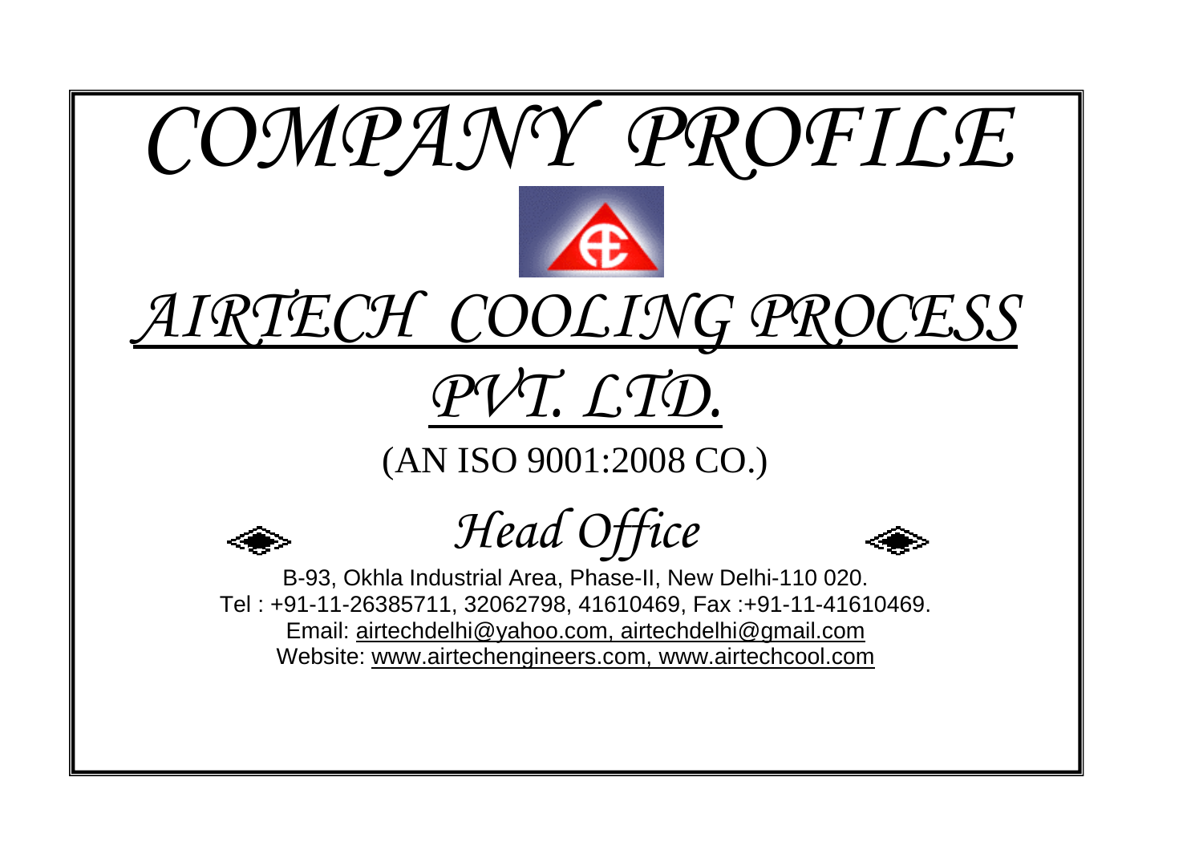# COMPANY PROFILE

# AIRTECH COOLING PROCESS PVT. LTD.

(AN ISO 9001:2008 CO.)

## Head Office

B-93, Okhla Industrial Area, Phase-II, New Delhi-110 020.
Tel : +91-11-26385711, 32062798, 41610469, Fax :+91-11-41610469.
Email: airtechdelhi@yahoo.com, airtechdelhi@gmail.com
Website: www.airtechengineers.com, www.airtechcool.com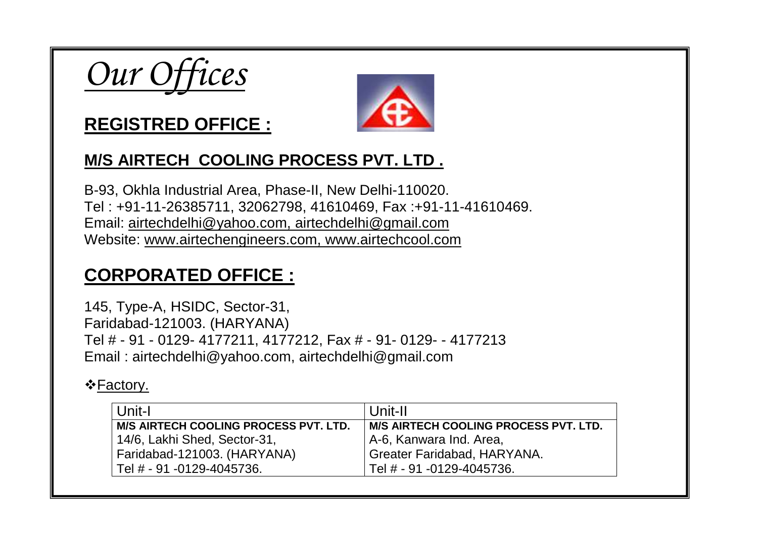# *Our Offices*

## REGISTRED OFFICE :

### M/S AIRTECH COOLING PROCESS PVT. LTD .

B-93, Okhla Industrial Area, Phase-II, New Delhi-110020.
Tel : +91-11-26385711, 32062798, 41610469, Fax :+91-11-41610469.
Email: airtechdelhi@yahoo.com, airtechdelhi@gmail.com
Website: www.airtechengineers.com, www.airtechcool.com

## CORPORATED OFFICE :

145, Type-A, HSIDC, Sector-31,
Faridabad-121003. (HARYANA)
Tel # - 91 - 0129- 4177211, 4177212, Fax # - 91- 0129- - 4177213
Email : airtechdelhi@yahoo.com, airtechdelhi@gmail.com

❖Factory.

| Unit-I | Unit-II |
|---|---|
| **M/S AIRTECH COOLING PROCESS PVT. LTD.** | **M/S AIRTECH COOLING PROCESS PVT. LTD.** |
| 14/6, Lakhi Shed, Sector-31, | A-6, Kanwara Ind. Area, |
| Faridabad-121003. (HARYANA) | Greater Faridabad, HARYANA. |
| Tel # - 91 -0129-4045736. | Tel # - 91 -0129-4045736. |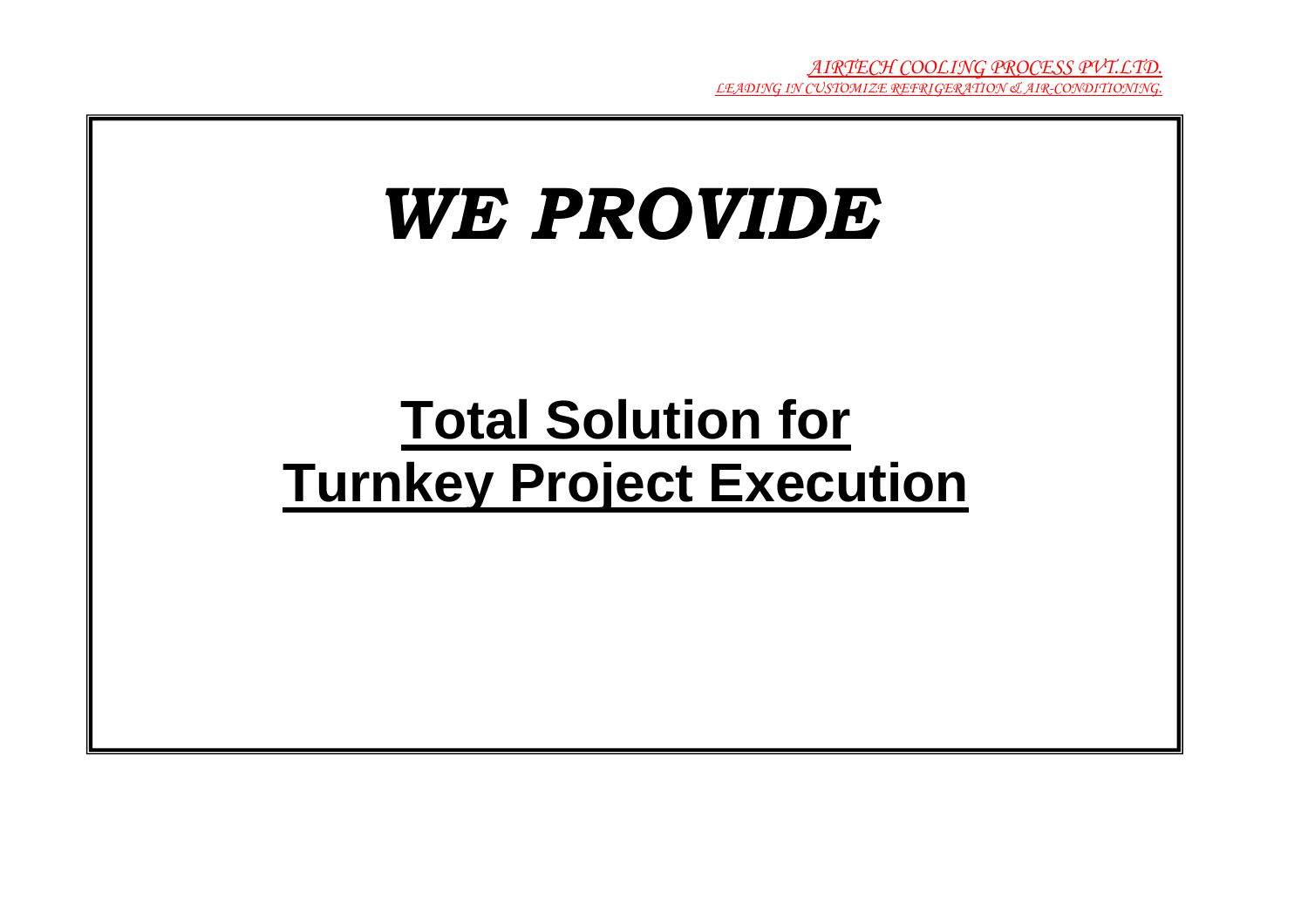# *WE PROVIDE*

## **Total Solution for Turnkey Project Execution**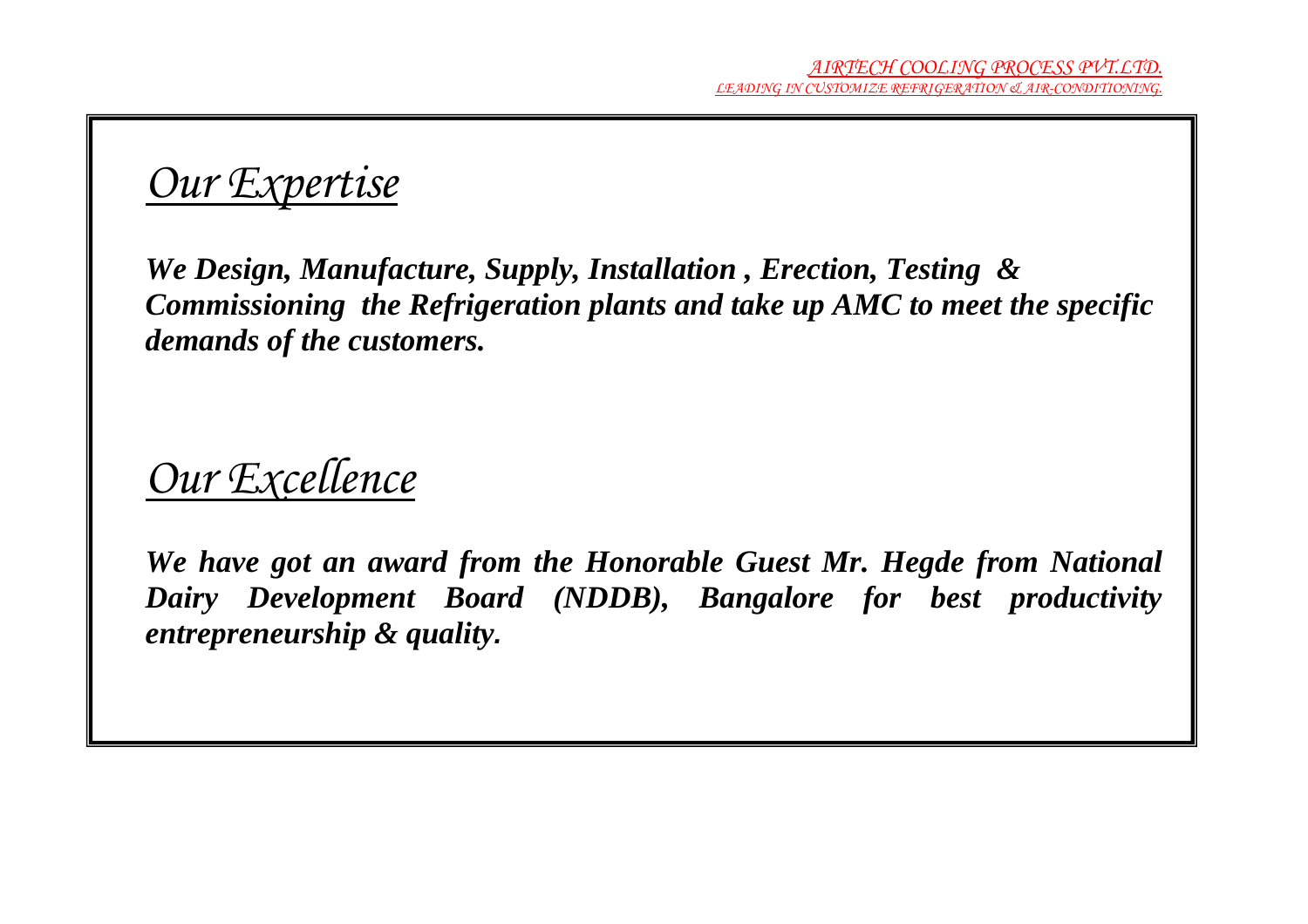## Our Expertise

***We Design, Manufacture, Supply, Installation , Erection, Testing & Commissioning the Refrigeration plants and take up AMC to meet the specific demands of the customers.***

## Our Excellence

***We have got an award from the Honorable Guest Mr. Hegde from National Dairy Development Board (NDDB), Bangalore for best productivity entrepreneurship & quality.***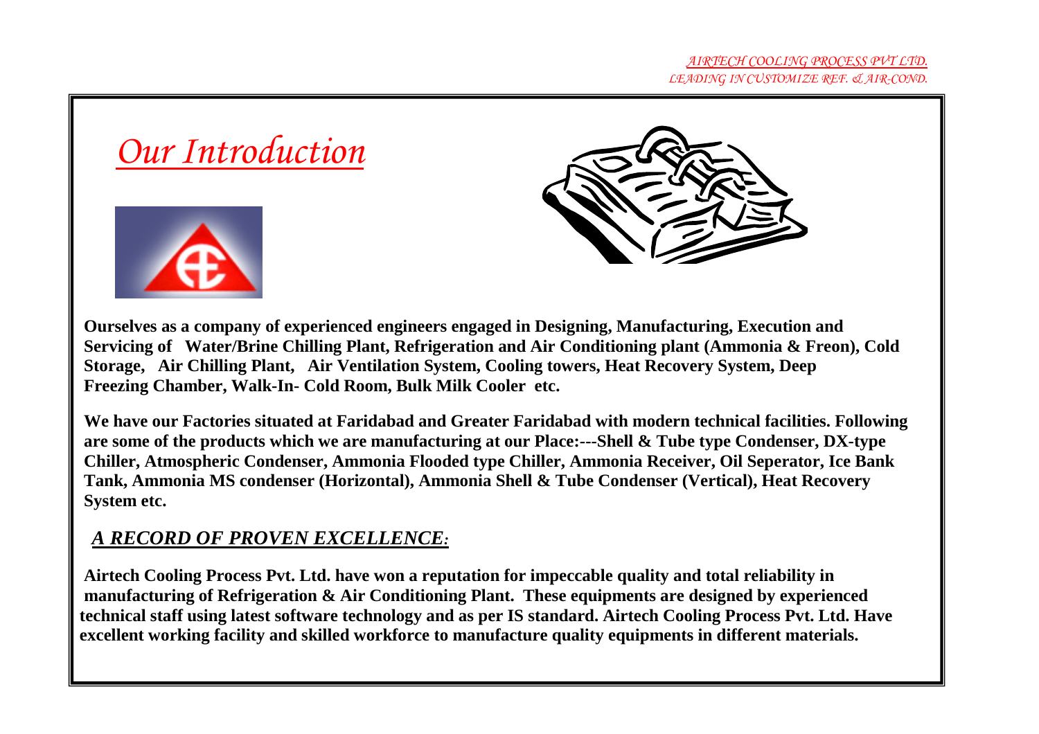# Our Introduction

**Ourselves as a company of experienced engineers engaged in Designing, Manufacturing, Execution and Servicing of Water/Brine Chilling Plant, Refrigeration and Air Conditioning plant (Ammonia & Freon), Cold Storage, Air Chilling Plant, Air Ventilation System, Cooling towers, Heat Recovery System, Deep Freezing Chamber, Walk-In- Cold Room, Bulk Milk Cooler etc.**

**We have our Factories situated at Faridabad and Greater Faridabad with modern technical facilities. Following are some of the products which we are manufacturing at our Place:---Shell & Tube type Condenser, DX-type Chiller, Atmospheric Condenser, Ammonia Flooded type Chiller, Ammonia Receiver, Oil Seperator, Ice Bank Tank, Ammonia MS condenser (Horizontal), Ammonia Shell & Tube Condenser (Vertical), Heat Recovery System etc.**

## *A RECORD OF PROVEN EXCELLENCE:*

**Airtech Cooling Process Pvt. Ltd. have won a reputation for impeccable quality and total reliability in manufacturing of Refrigeration & Air Conditioning Plant. These equipments are designed by experienced technical staff using latest software technology and as per IS standard. Airtech Cooling Process Pvt. Ltd. Have excellent working facility and skilled workforce to manufacture quality equipments in different materials.**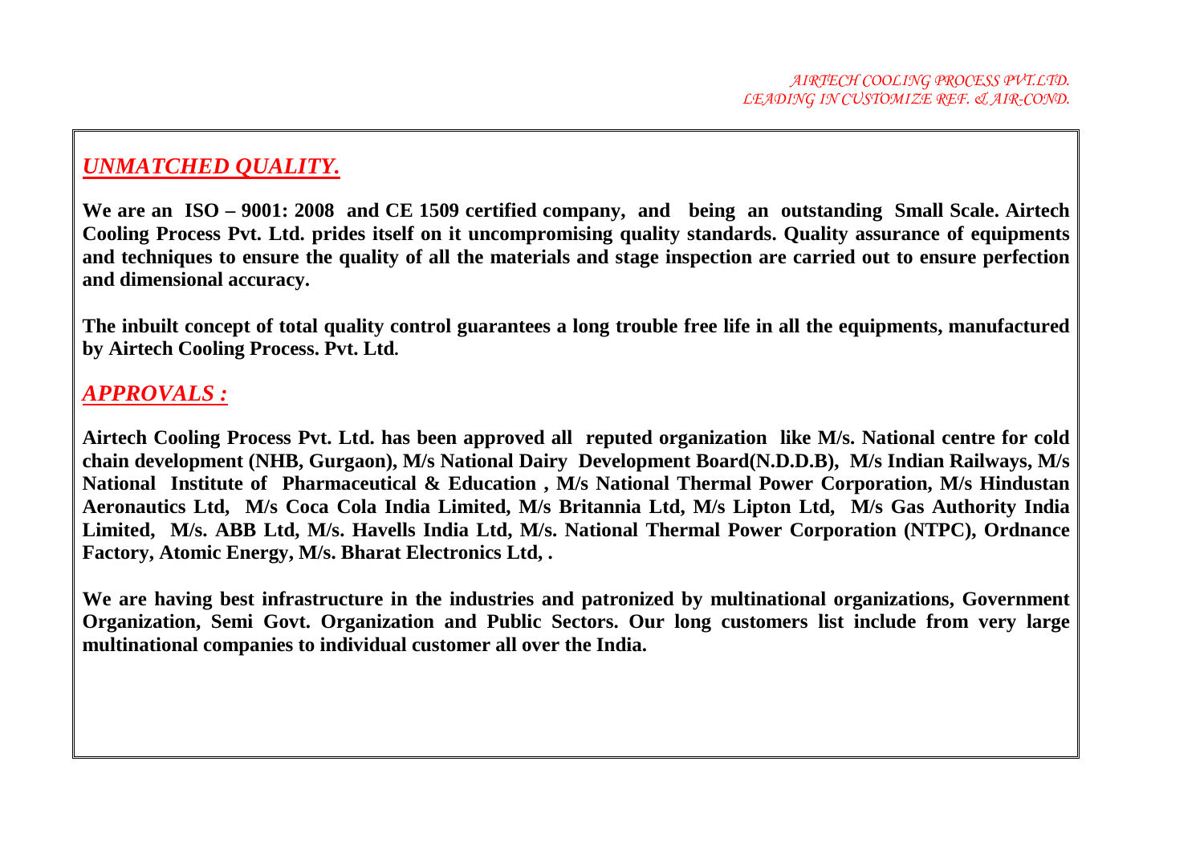## *UNMATCHED QUALITY.*

**We are an ISO – 9001: 2008 and CE 1509 certified company, and being an outstanding Small Scale. Airtech Cooling Process Pvt. Ltd. prides itself on it uncompromising quality standards. Quality assurance of equipments and techniques to ensure the quality of all the materials and stage inspection are carried out to ensure perfection and dimensional accuracy.**

**The inbuilt concept of total quality control guarantees a long trouble free life in all the equipments, manufactured by Airtech Cooling Process. Pvt. Ltd.**

## *APPROVALS :*

**Airtech Cooling Process Pvt. Ltd. has been approved all reputed organization like M/s. National centre for cold chain development (NHB, Gurgaon), M/s National Dairy Development Board(N.D.D.B), M/s Indian Railways, M/s National Institute of Pharmaceutical & Education , M/s National Thermal Power Corporation, M/s Hindustan Aeronautics Ltd, M/s Coca Cola India Limited, M/s Britannia Ltd, M/s Lipton Ltd, M/s Gas Authority India Limited, M/s. ABB Ltd, M/s. Havells India Ltd, M/s. National Thermal Power Corporation (NTPC), Ordnance Factory, Atomic Energy, M/s. Bharat Electronics Ltd, .**

**We are having best infrastructure in the industries and patronized by multinational organizations, Government Organization, Semi Govt. Organization and Public Sectors. Our long customers list include from very large multinational companies to individual customer all over the India.**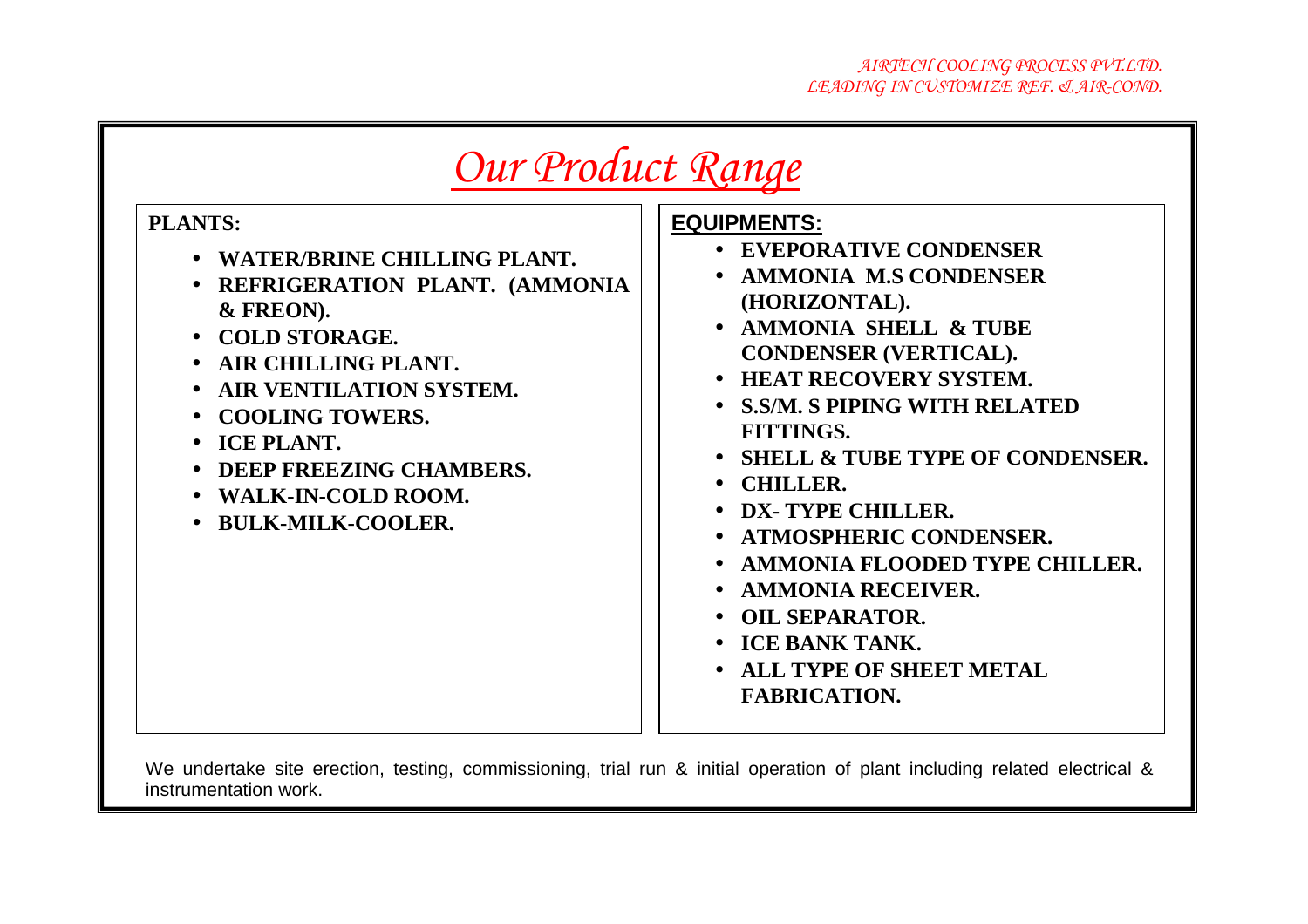# *Our Product Range*

**PLANTS:**

- **WATER/BRINE CHILLING PLANT.**
- **REFRIGERATION PLANT. (AMMONIA & FREON).**
- **COLD STORAGE.**
- **AIR CHILLING PLANT.**
- **AIR VENTILATION SYSTEM.**
- **COOLING TOWERS.**
- **ICE PLANT.**
- **DEEP FREEZING CHAMBERS.**
- **WALK-IN-COLD ROOM.**
- **BULK-MILK-COOLER.**

**EQUIPMENTS:**

- **EVEPORATIVE CONDENSER**
- **AMMONIA M.S CONDENSER (HORIZONTAL).**
- **AMMONIA SHELL & TUBE CONDENSER (VERTICAL).**
- **HEAT RECOVERY SYSTEM.**
- **S.S/M. S PIPING WITH RELATED FITTINGS.**
- **SHELL & TUBE TYPE OF CONDENSER.**
- **CHILLER.**
- **DX- TYPE CHILLER.**
- **ATMOSPHERIC CONDENSER.**
- **AMMONIA FLOODED TYPE CHILLER.**
- **AMMONIA RECEIVER.**
- **OIL SEPARATOR.**
- **ICE BANK TANK.**
- **ALL TYPE OF SHEET METAL FABRICATION.**

We undertake site erection, testing, commissioning, trial run & initial operation of plant including related electrical & instrumentation work.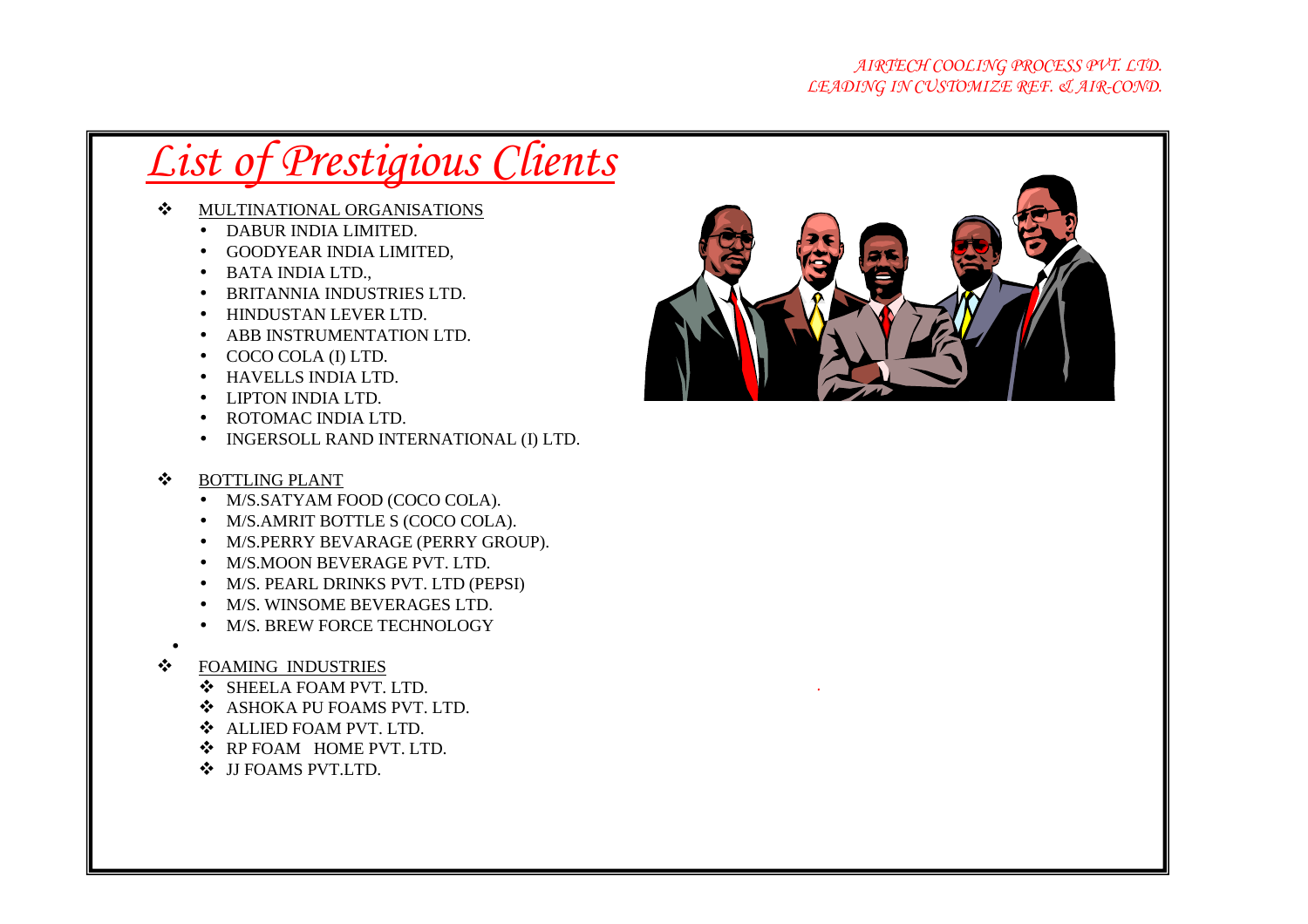# List of Prestigious Clients

- MULTINATIONAL ORGANISATIONS
  - DABUR INDIA LIMITED.
  - GOODYEAR INDIA LIMITED,
  - BATA INDIA LTD.,
  - BRITANNIA INDUSTRIES LTD.
  - HINDUSTAN LEVER LTD.
  - ABB INSTRUMENTATION LTD.
  - COCO COLA (I) LTD.
  - HAVELLS INDIA LTD.
  - LIPTON INDIA LTD.
  - ROTOMAC INDIA LTD.
  - INGERSOLL RAND INTERNATIONAL (I) LTD.

- BOTTLING PLANT
  - M/S.SATYAM FOOD (COCO COLA).
  - M/S.AMRIT BOTTLE S (COCO COLA).
  - M/S.PERRY BEVARAGE (PERRY GROUP).
  - M/S.MOON BEVERAGE PVT. LTD.
  - M/S. PEARL DRINKS PVT. LTD (PEPSI)
  - M/S. WINSOME BEVERAGES LTD.
  - M/S. BREW FORCE TECHNOLOGY

- FOAMING INDUSTRIES
  - SHEELA FOAM PVT. LTD.
  - ASHOKA PU FOAMS PVT. LTD.
  - ALLIED FOAM PVT. LTD.
  - RP FOAM HOME PVT. LTD.
  - JJ FOAMS PVT.LTD.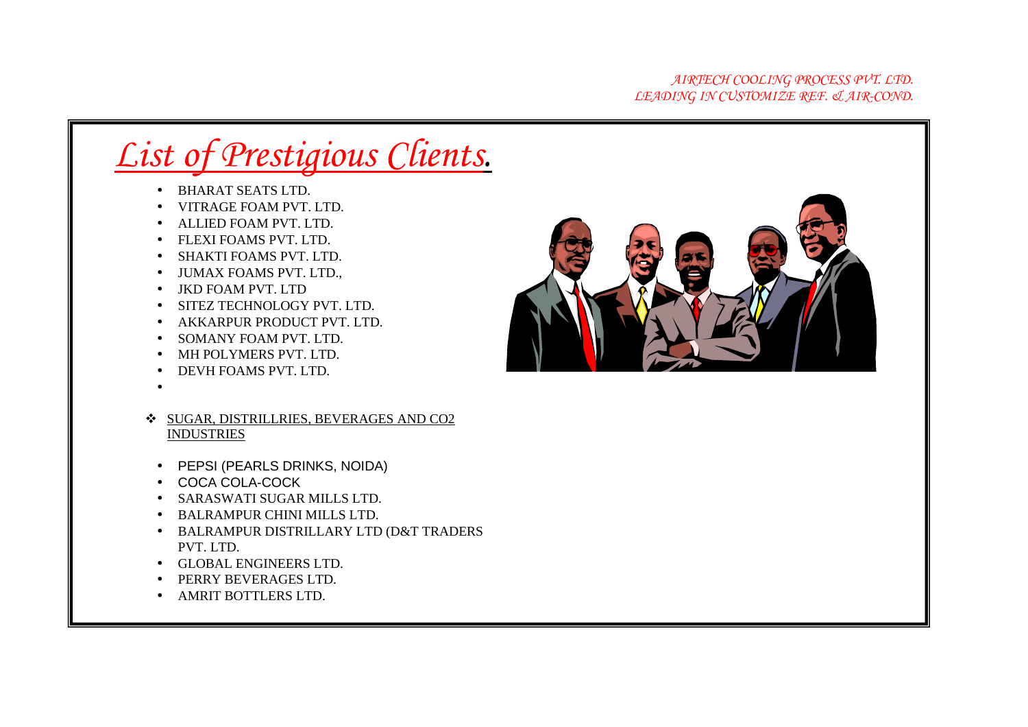# *List of Prestigious Clients.*

- BHARAT SEATS LTD.
- VITRAGE FOAM PVT. LTD.
- ALLIED FOAM PVT. LTD.
- FLEXI FOAMS PVT. LTD.
- SHAKTI FOAMS PVT. LTD.
- JUMAX FOAMS PVT. LTD.,
- JKD FOAM PVT. LTD
- SITEZ TECHNOLOGY PVT. LTD.
- AKKARPUR PRODUCT PVT. LTD.
- SOMANY FOAM PVT. LTD.
- MH POLYMERS PVT. LTD.
- DEVH FOAMS PVT. LTD.

## SUGAR, DISTRILLRIES, BEVERAGES AND CO2 INDUSTRIES

- PEPSI (PEARLS DRINKS, NOIDA)
- COCA COLA-COCK
- SARASWATI SUGAR MILLS LTD.
- BALRAMPUR CHINI MILLS LTD.
- BALRAMPUR DISTRILLARY LTD (D&T TRADERS PVT. LTD.
- GLOBAL ENGINEERS LTD.
- PERRY BEVERAGES LTD.
- AMRIT BOTTLERS LTD.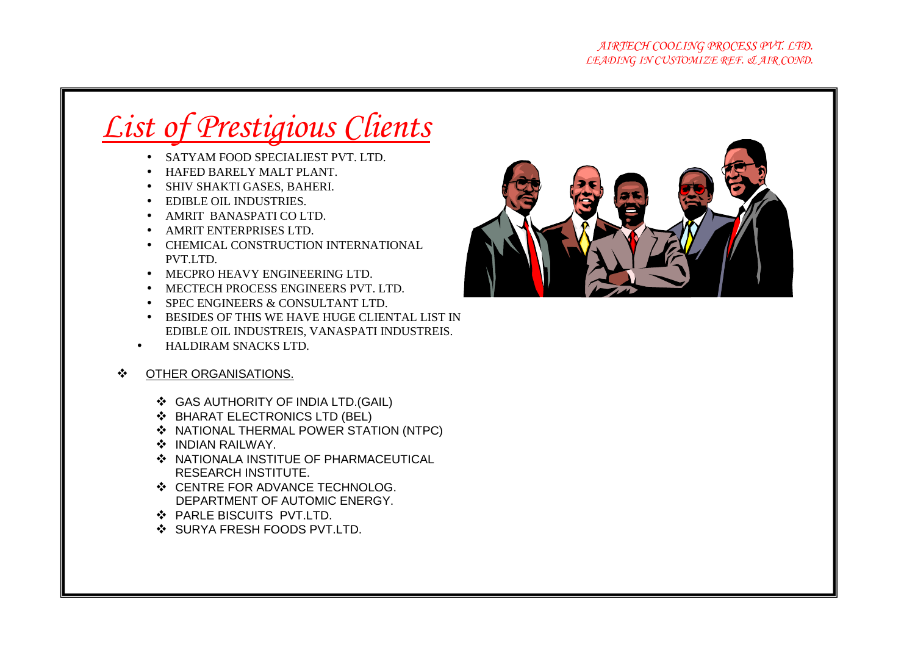# *List of Prestigious Clients*

- SATYAM FOOD SPECIALIEST PVT. LTD.
- HAFED BARELY MALT PLANT.
- SHIV SHAKTI GASES, BAHERI.
- EDIBLE OIL INDUSTRIES.
- AMRIT BANASPATI CO LTD.
- AMRIT ENTERPRISES LTD.
- CHEMICAL CONSTRUCTION INTERNATIONAL PVT.LTD.
- MECPRO HEAVY ENGINEERING LTD.
- MECTECH PROCESS ENGINEERS PVT. LTD.
- SPEC ENGINEERS & CONSULTANT LTD.
- BESIDES OF THIS WE HAVE HUGE CLIENTAL LIST IN EDIBLE OIL INDUSTREIS, VANASPATI INDUSTREIS.
- HALDIRAM SNACKS LTD.

❖ OTHER ORGANISATIONS.

- ❖ GAS AUTHORITY OF INDIA LTD.(GAIL)
- ❖ BHARAT ELECTRONICS LTD (BEL)
- ❖ NATIONAL THERMAL POWER STATION (NTPC)
- ❖ INDIAN RAILWAY.
- ❖ NATIONALA INSTITUE OF PHARMACEUTICAL RESEARCH INSTITUTE.
- ❖ CENTRE FOR ADVANCE TECHNOLOG. DEPARTMENT OF AUTOMIC ENERGY.
- ❖ PARLE BISCUITS PVT.LTD.
- ❖ SURYA FRESH FOODS PVT.LTD.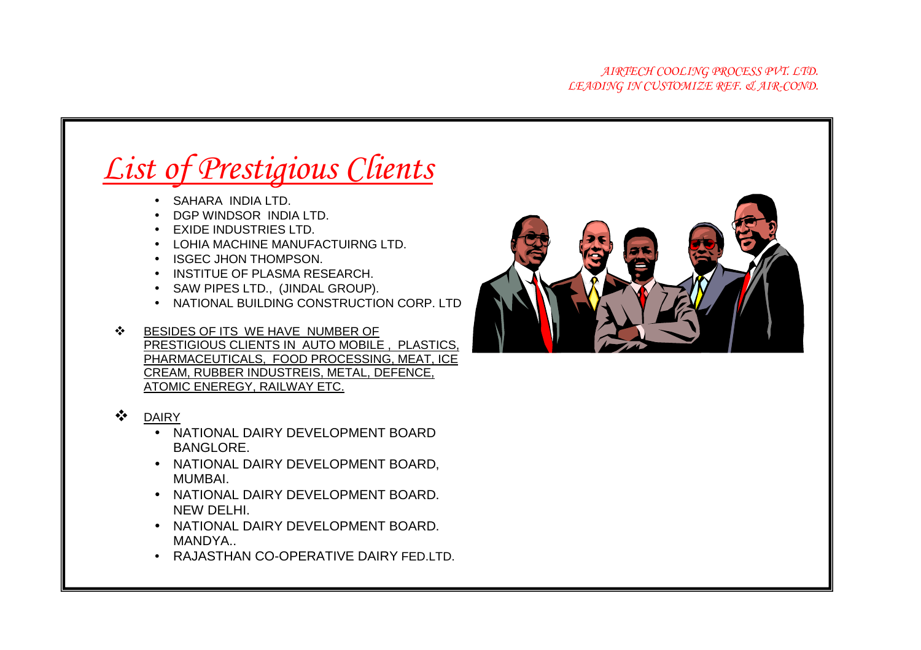# *List of Prestigious Clients*

- SAHARA INDIA LTD.
- DGP WINDSOR INDIA LTD.
- EXIDE INDUSTRIES LTD.
- LOHIA MACHINE MANUFACTUIRNG LTD.
- ISGEC JHON THOMPSON.
- INSTITUE OF PLASMA RESEARCH.
- SAW PIPES LTD., (JINDAL GROUP).
- NATIONAL BUILDING CONSTRUCTION CORP. LTD

❖ BESIDES OF ITS WE HAVE NUMBER OF PRESTIGIOUS CLIENTS IN AUTO MOBILE , PLASTICS, PHARMACEUTICALS, FOOD PROCESSING, MEAT, ICE CREAM, RUBBER INDUSTREIS, METAL, DEFENCE, ATOMIC ENEREGY, RAILWAY ETC.

❖ DAIRY

- NATIONAL DAIRY DEVELOPMENT BOARD BANGLORE.
- NATIONAL DAIRY DEVELOPMENT BOARD, MUMBAI.
- NATIONAL DAIRY DEVELOPMENT BOARD. NEW DELHI.
- NATIONAL DAIRY DEVELOPMENT BOARD. MANDYA..
- RAJASTHAN CO-OPERATIVE DAIRY FED.LTD.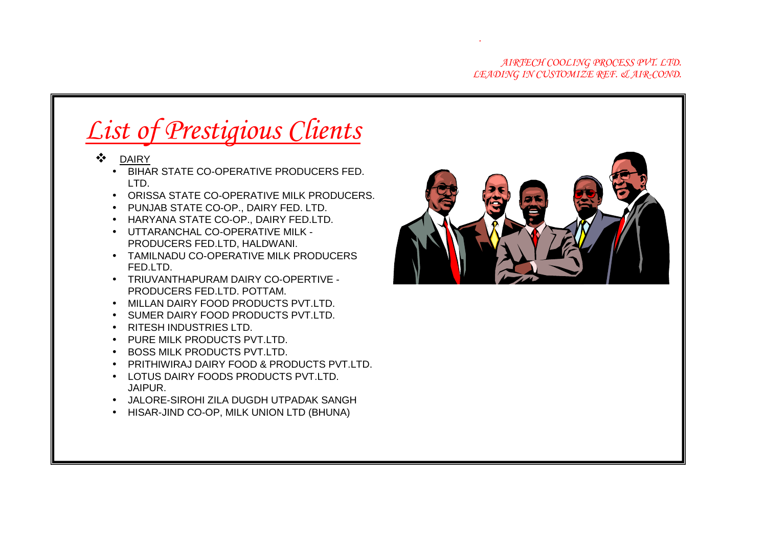*AIRTECH COOLING PROCESS PVT. LTD.*
*LEADING IN CUSTOMIZE REF. & AIR-COND.*

# *List of Prestigious Clients*

- DAIRY
  - BIHAR STATE CO-OPERATIVE PRODUCERS FED. LTD.
  - ORISSA STATE CO-OPERATIVE MILK PRODUCERS.
  - PUNJAB STATE CO-OP., DAIRY FED. LTD.
  - HARYANA STATE CO-OP., DAIRY FED.LTD.
  - UTTARANCHAL CO-OPERATIVE MILK - PRODUCERS FED.LTD, HALDWANI.
  - TAMILNADU CO-OPERATIVE MILK PRODUCERS FED.LTD.
  - TRIUVANTHAPURAM DAIRY CO-OPERTIVE - PRODUCERS FED.LTD. POTTAM.
  - MILLAN DAIRY FOOD PRODUCTS PVT.LTD.
  - SUMER DAIRY FOOD PRODUCTS PVT.LTD.
  - RITESH INDUSTRIES LTD.
  - PURE MILK PRODUCTS PVT.LTD.
  - BOSS MILK PRODUCTS PVT.LTD.
  - PRITHIWIRAJ DAIRY FOOD & PRODUCTS PVT.LTD.
  - LOTUS DAIRY FOODS PRODUCTS PVT.LTD. JAIPUR.
  - JALORE-SIROHI ZILA DUGDH UTPADAK SANGH
  - HISAR-JIND CO-OP, MILK UNION LTD (BHUNA)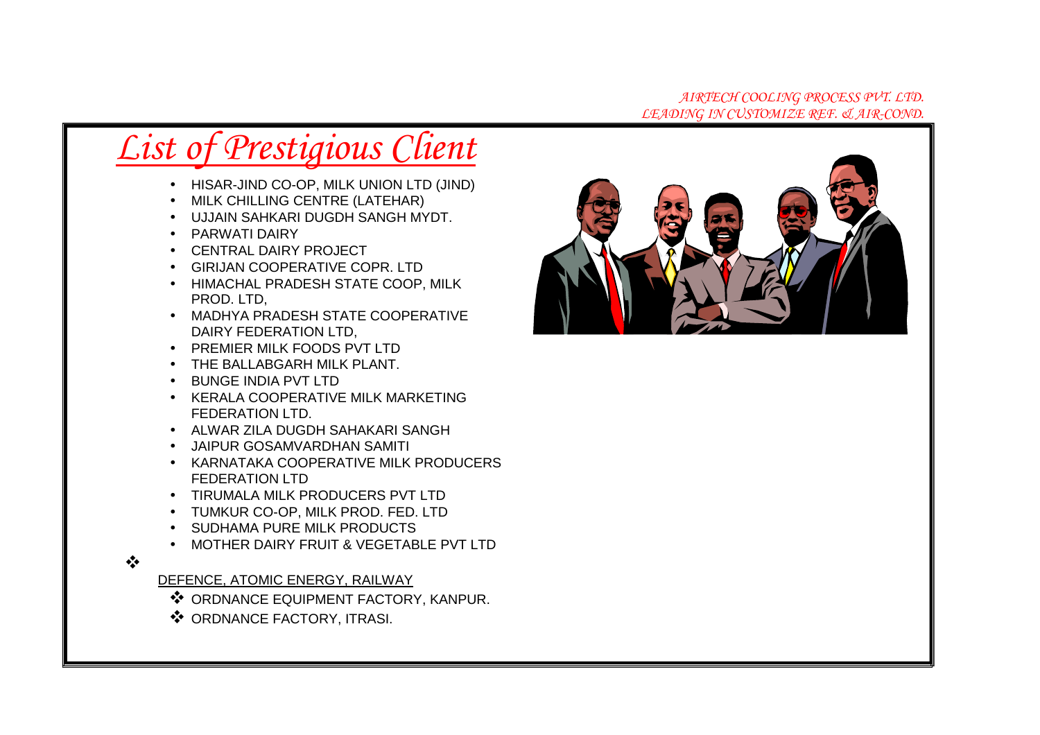# List of Prestigious Client

- HISAR-JIND CO-OP, MILK UNION LTD (JIND)
- MILK CHILLING CENTRE (LATEHAR)
- UJJAIN SAHKARI DUGDH SANGH MYDT.
- PARWATI DAIRY
- CENTRAL DAIRY PROJECT
- GIRIJAN COOPERATIVE COPR. LTD
- HIMACHAL PRADESH STATE COOP, MILK PROD. LTD,
- MADHYA PRADESH STATE COOPERATIVE DAIRY FEDERATION LTD,
- PREMIER MILK FOODS PVT LTD
- THE BALLABGARH MILK PLANT.
- BUNGE INDIA PVT LTD
- KERALA COOPERATIVE MILK MARKETING FEDERATION LTD.
- ALWAR ZILA DUGDH SAHAKARI SANGH
- JAIPUR GOSAMVARDHAN SAMITI
- KARNATAKA COOPERATIVE MILK PRODUCERS FEDERATION LTD
- TIRUMALA MILK PRODUCERS PVT LTD
- TUMKUR CO-OP, MILK PROD. FED. LTD
- SUDHAMA PURE MILK PRODUCTS
- MOTHER DAIRY FRUIT & VEGETABLE PVT LTD

❖

DEFENCE, ATOMIC ENERGY, RAILWAY

- ❖ ORDNANCE EQUIPMENT FACTORY, KANPUR.
- ❖ ORDNANCE FACTORY, ITRASI.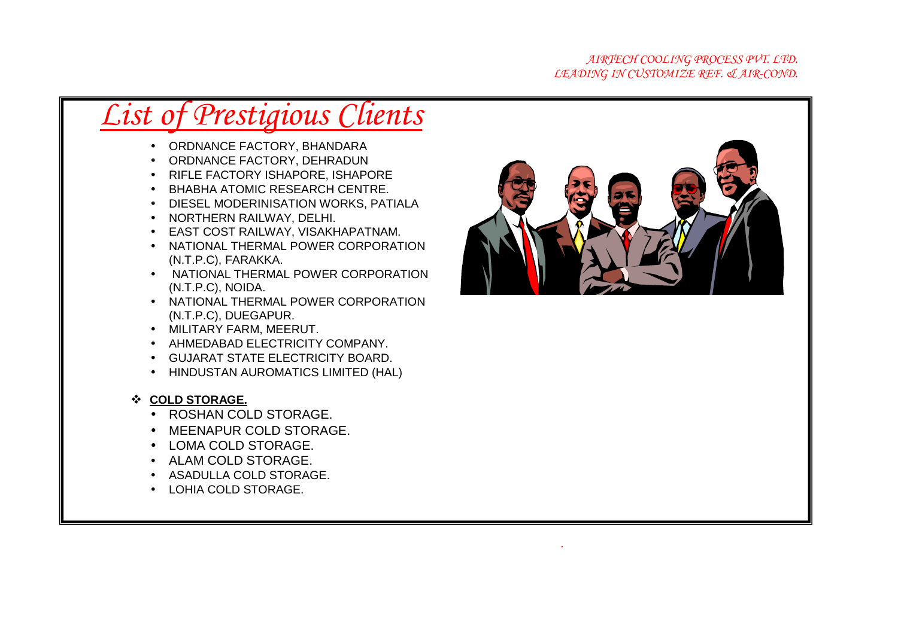# List of Prestigious Clients

- ORDNANCE FACTORY, BHANDARA
- ORDNANCE FACTORY, DEHRADUN
- RIFLE FACTORY ISHAPORE, ISHAPORE
- BHABHA ATOMIC RESEARCH CENTRE.
- DIESEL MODERINISATION WORKS, PATIALA
- NORTHERN RAILWAY, DELHI.
- EAST COST RAILWAY, VISAKHAPATNAM.
- NATIONAL THERMAL POWER CORPORATION (N.T.P.C), FARAKKA.
- NATIONAL THERMAL POWER CORPORATION (N.T.P.C), NOIDA.
- NATIONAL THERMAL POWER CORPORATION (N.T.P.C), DUEGAPUR.
- MILITARY FARM, MEERUT.
- AHMEDABAD ELECTRICITY COMPANY.
- GUJARAT STATE ELECTRICITY BOARD.
- HINDUSTAN AUROMATICS LIMITED (HAL)

**COLD STORAGE.**

- ROSHAN COLD STORAGE.
- MEENAPUR COLD STORAGE.
- LOMA COLD STORAGE.
- ALAM COLD STORAGE.
- ASADULLA COLD STORAGE.
- LOHIA COLD STORAGE.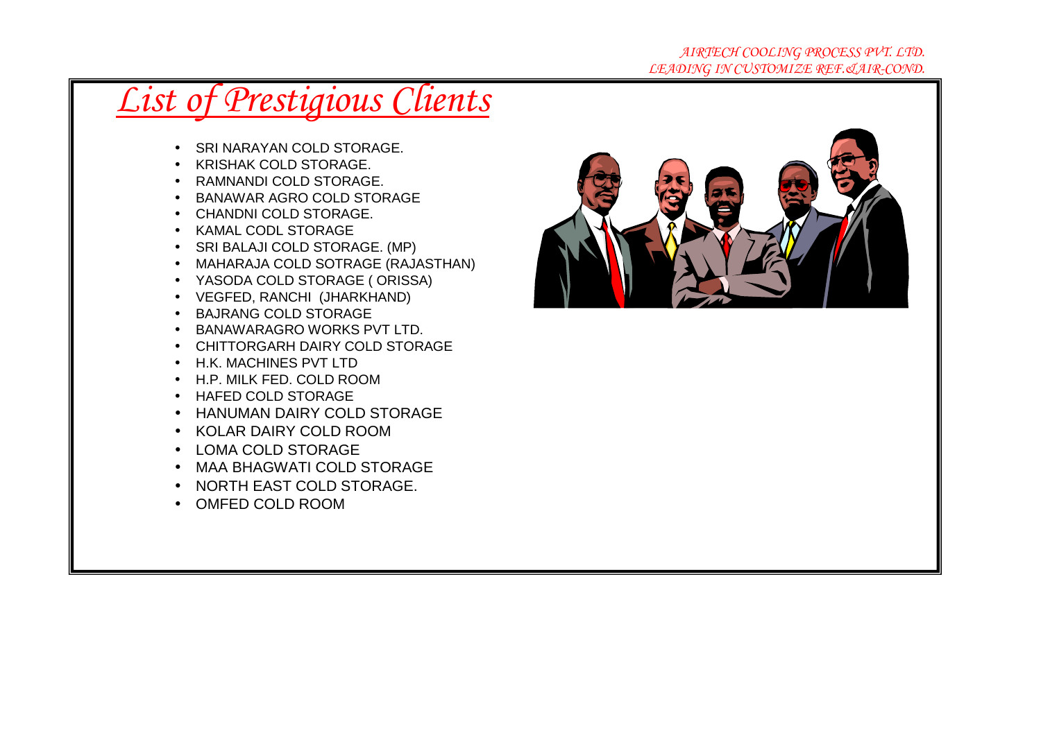# List of Prestigious Clients

- SRI NARAYAN COLD STORAGE.
- KRISHAK COLD STORAGE.
- RAMNANDI COLD STORAGE.
- BANAWAR AGRO COLD STORAGE
- CHANDNI COLD STORAGE.
- KAMAL CODL STORAGE
- SRI BALAJI COLD STORAGE. (MP)
- MAHARAJA COLD SOTRAGE (RAJASTHAN)
- YASODA COLD STORAGE ( ORISSA)
- VEGFED, RANCHI (JHARKHAND)
- BAJRANG COLD STORAGE
- BANAWARAGRO WORKS PVT LTD.
- CHITTORGARH DAIRY COLD STORAGE
- H.K. MACHINES PVT LTD
- H.P. MILK FED. COLD ROOM
- HAFED COLD STORAGE
- HANUMAN DAIRY COLD STORAGE
- KOLAR DAIRY COLD ROOM
- LOMA COLD STORAGE
- MAA BHAGWATI COLD STORAGE
- NORTH EAST COLD STORAGE.
- OMFED COLD ROOM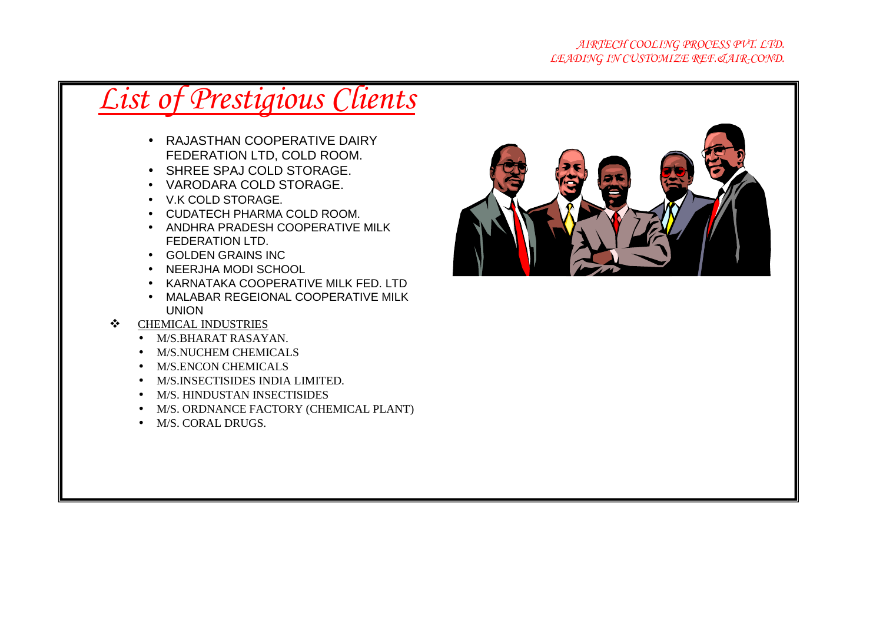# List of Prestigious Clients

- RAJASTHAN COOPERATIVE DAIRY FEDERATION LTD, COLD ROOM.
- SHREE SPAJ COLD STORAGE.
- VARODARA COLD STORAGE.
- V.K COLD STORAGE.
- CUDATECH PHARMA COLD ROOM.
- ANDHRA PRADESH COOPERATIVE MILK FEDERATION LTD.
- GOLDEN GRAINS INC
- NEERJHA MODI SCHOOL
- KARNATAKA COOPERATIVE MILK FED. LTD
- MALABAR REGEIONAL COOPERATIVE MILK UNION

❖ CHEMICAL INDUSTRIES

- M/S.BHARAT RASAYAN.
- M/S.NUCHEM CHEMICALS
- M/S.ENCON CHEMICALS
- M/S.INSECTISIDES INDIA LIMITED.
- M/S. HINDUSTAN INSECTISIDES
- M/S. ORDNANCE FACTORY (CHEMICAL PLANT)
- M/S. CORAL DRUGS.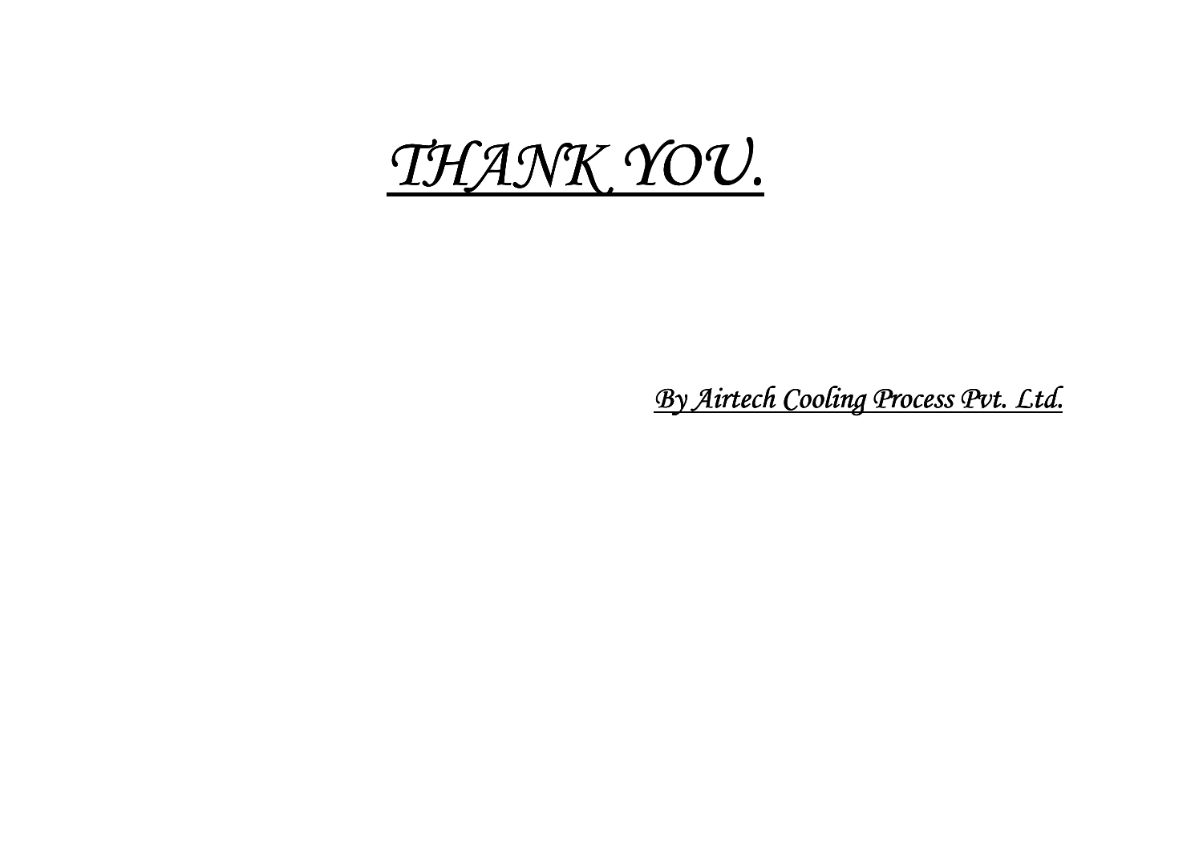# *THANK YOU.*

*By Airtech Cooling Process Pvt. Ltd.*